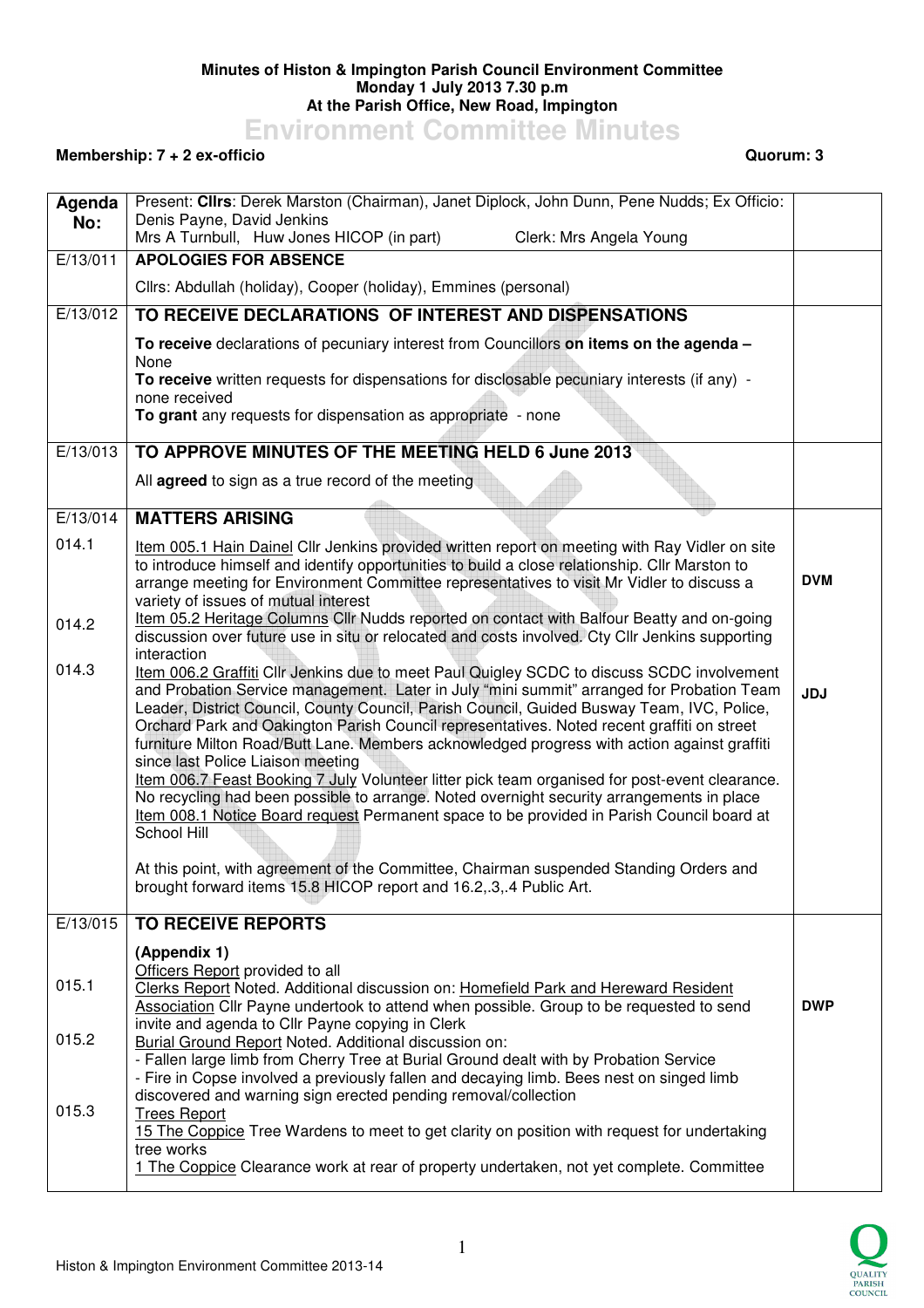**Minutes of Histon & Impington Parish Council Environment Committee**
**Monday 1 July 2013 7.30 p.m**
**At the Parish Office, New Road, Impington**

# Environment Committee Minutes

**Membership: 7 + 2 ex-officio** **Quorum: 3**

| Agenda No: | Present: **Cllrs**: Derek Marston (Chairman), Janet Diplock, John Dunn, Pene Nudds; Ex Officio: Denis Payne, David Jenkins<br>Mrs A Turnbull, Huw Jones HICOP (in part) Clerk: Mrs Angela Young | |
|---|---|---|
| E/13/011 | **APOLOGIES FOR ABSENCE**<br><br>Cllrs: Abdullah (holiday), Cooper (holiday), Emmines (personal) | |
| E/13/012 | **TO RECEIVE DECLARATIONS OF INTEREST AND DISPENSATIONS**<br><br>**To receive** declarations of pecuniary interest from Councillors **on items on the agenda** – None<br>**To receive** written requests for dispensations for disclosable pecuniary interests (if any) - none received<br>**To grant** any requests for dispensation as appropriate - none | |
| E/13/013 | **TO APPROVE MINUTES OF THE MEETING HELD 6 June 2013**<br><br>All **agreed** to sign as a true record of the meeting | |
| E/13/014 | **MATTERS ARISING** | |
| 014.1 | Item 005.1 Hain Dainel Cllr Jenkins provided written report on meeting with Ray Vidler on site to introduce himself and identify opportunities to build a close relationship. Cllr Marston to arrange meeting for Environment Committee representatives to visit Mr Vidler to discuss a variety of issues of mutual interest | **DVM** |
| 014.2 | Item 05.2 Heritage Columns Cllr Nudds reported on contact with Balfour Beatty and on-going discussion over future use in situ or relocated and costs involved. Cty Cllr Jenkins supporting interaction | |
| 014.3 | Item 006.2 Graffiti Cllr Jenkins due to meet Paul Quigley SCDC to discuss SCDC involvement and Probation Service management. Later in July "mini summit" arranged for Probation Team Leader, District Council, County Council, Parish Council, Guided Busway Team, IVC, Police, Orchard Park and Oakington Parish Council representatives. Noted recent graffiti on street furniture Milton Road/Butt Lane. Members acknowledged progress with action against graffiti since last Police Liaison meeting<br>Item 006.7 Feast Booking 7 July Volunteer litter pick team organised for post-event clearance. No recycling had been possible to arrange. Noted overnight security arrangements in place<br>Item 008.1 Notice Board request Permanent space to be provided in Parish Council board at School Hill<br><br>At this point, with agreement of the Committee, Chairman suspended Standing Orders and brought forward items 15.8 HICOP report and 16.2,.3,.4 Public Art. | **JDJ** |
| E/13/015 | **TO RECEIVE REPORTS**<br><br>**(Appendix 1)**<br>Officers Report provided to all | |
| 015.1 | Clerks Report Noted. Additional discussion on: Homefield Park and Hereward Resident Association Cllr Payne undertook to attend when possible. Group to be requested to send invite and agenda to Cllr Payne copying in Clerk | **DWP** |
| 015.2 | Burial Ground Report Noted. Additional discussion on:<br>- Fallen large limb from Cherry Tree at Burial Ground dealt with by Probation Service<br>- Fire in Copse involved a previously fallen and decaying limb. Bees nest on singed limb discovered and warning sign erected pending removal/collection | |
| 015.3 | Trees Report<br>15 The Coppice Tree Wardens to meet to get clarity on position with request for undertaking tree works<br>1 The Coppice Clearance work at rear of property undertaken, not yet complete. Committee | |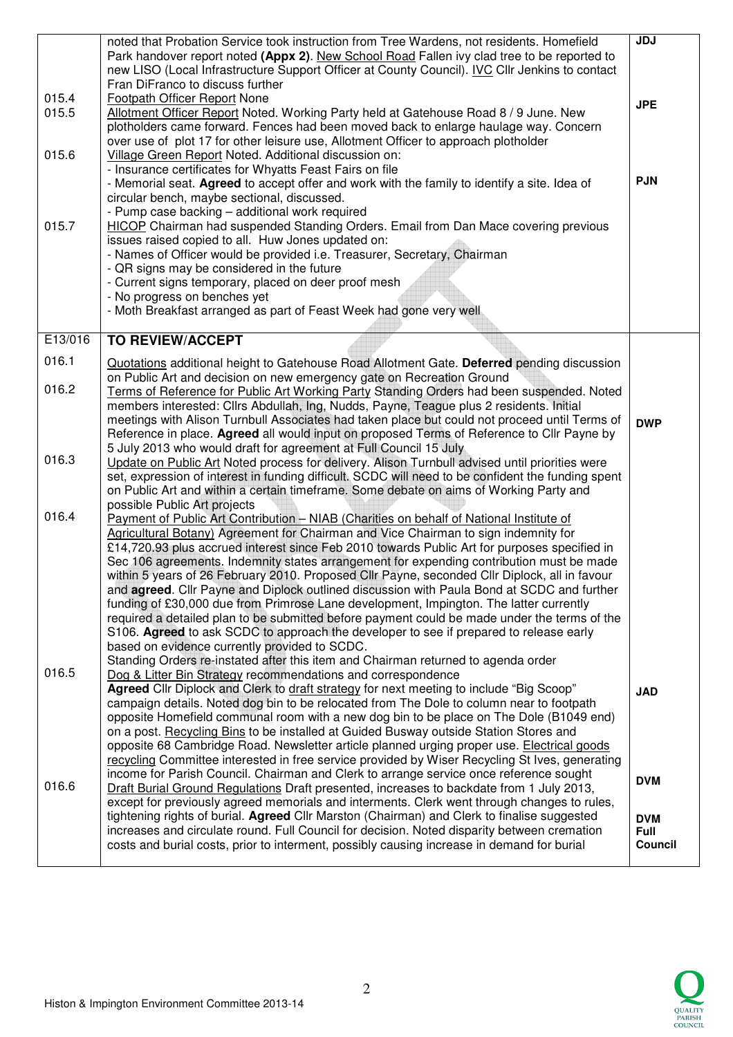| | | |
|---|---|---|
| | noted that Probation Service took instruction from Tree Wardens, not residents. Homefield Park handover report noted **(Appx 2)**. New School Road Fallen ivy clad tree to be reported to new LISO (Local Infrastructure Support Officer at County Council). IVC Cllr Jenkins to contact Fran DiFranco to discuss further | JDJ |
| 015.4 | Footpath Officer Report None | |
| 015.5 | Allotment Officer Report Noted. Working Party held at Gatehouse Road 8 / 9 June. New plotholders came forward. Fences had been moved back to enlarge haulage way. Concern over use of plot 17 for other leisure use, Allotment Officer to approach plotholder | JPE |
| 015.6 | Village Green Report Noted. Additional discussion on:<br>- Insurance certificates for Whyatts Feast Fairs on file<br>- Memorial seat. **Agreed** to accept offer and work with the family to identify a site. Idea of circular bench, maybe sectional, discussed.<br>- Pump case backing – additional work required | PJN |
| 015.7 | HICOP Chairman had suspended Standing Orders. Email from Dan Mace covering previous issues raised copied to all. Huw Jones updated on:<br>- Names of Officer would be provided i.e. Treasurer, Secretary, Chairman<br>- QR signs may be considered in the future<br>- Current signs temporary, placed on deer proof mesh<br>- No progress on benches yet<br>- Moth Breakfast arranged as part of Feast Week had gone very well | |
| E13/016 | **TO REVIEW/ACCEPT** | |
| 016.1 | Quotations additional height to Gatehouse Road Allotment Gate. **Deferred** pending discussion on Public Art and decision on new emergency gate on Recreation Ground | |
| 016.2 | Terms of Reference for Public Art Working Party Standing Orders had been suspended. Noted members interested: Cllrs Abdullah, Ing, Nudds, Payne, Teague plus 2 residents. Initial meetings with Alison Turnbull Associates had taken place but could not proceed until Terms of Reference in place. **Agreed** all would input on proposed Terms of Reference to Cllr Payne by 5 July 2013 who would draft for agreement at Full Council 15 July | DWP |
| 016.3 | Update on Public Art Noted process for delivery. Alison Turnbull advised until priorities were set, expression of interest in funding difficult. SCDC will need to be confident the funding spent on Public Art and within a certain timeframe. Some debate on aims of Working Party and possible Public Art projects | |
| 016.4 | Payment of Public Art Contribution – NIAB (Charities on behalf of National Institute of Agricultural Botany) Agreement for Chairman and Vice Chairman to sign indemnity for £14,720.93 plus accrued interest since Feb 2010 towards Public Art for purposes specified in Sec 106 agreements. Indemnity states arrangement for expending contribution must be made within 5 years of 26 February 2010. Proposed Cllr Payne, seconded Cllr Diplock, all in favour and **agreed**. Cllr Payne and Diplock outlined discussion with Paula Bond at SCDC and further funding of £30,000 due from Primrose Lane development, Impington. The latter currently required a detailed plan to be submitted before payment could be made under the terms of the S106. **Agreed** to ask SCDC to approach the developer to see if prepared to release early based on evidence currently provided to SCDC.<br>Standing Orders re-instated after this item and Chairman returned to agenda order | |
| 016.5 | Dog & Litter Bin Strategy recommendations and correspondence<br>**Agreed** Cllr Diplock and Clerk to draft strategy for next meeting to include "Big Scoop" campaign details. Noted dog bin to be relocated from The Dole to column near to footpath opposite Homefield communal room with a new dog bin to be place on The Dole (B1049 end) on a post. Recycling Bins to be installed at Guided Busway outside Station Stores and opposite 68 Cambridge Road. Newsletter article planned urging proper use. Electrical goods recycling Committee interested in free service provided by Wiser Recycling St Ives, generating income for Parish Council. Chairman and Clerk to arrange service once reference sought | JAD<br><br>DVM |
| 016.6 | Draft Burial Ground Regulations Draft presented, increases to backdate from 1 July 2013, except for previously agreed memorials and interments. Clerk went through changes to rules, tightening rights of burial. **Agreed** Cllr Marston (Chairman) and Clerk to finalise suggested increases and circulate round. Full Council for decision. Noted disparity between cremation costs and burial costs, prior to interment, possibly causing increase in demand for burial | DVM<br>Full Council |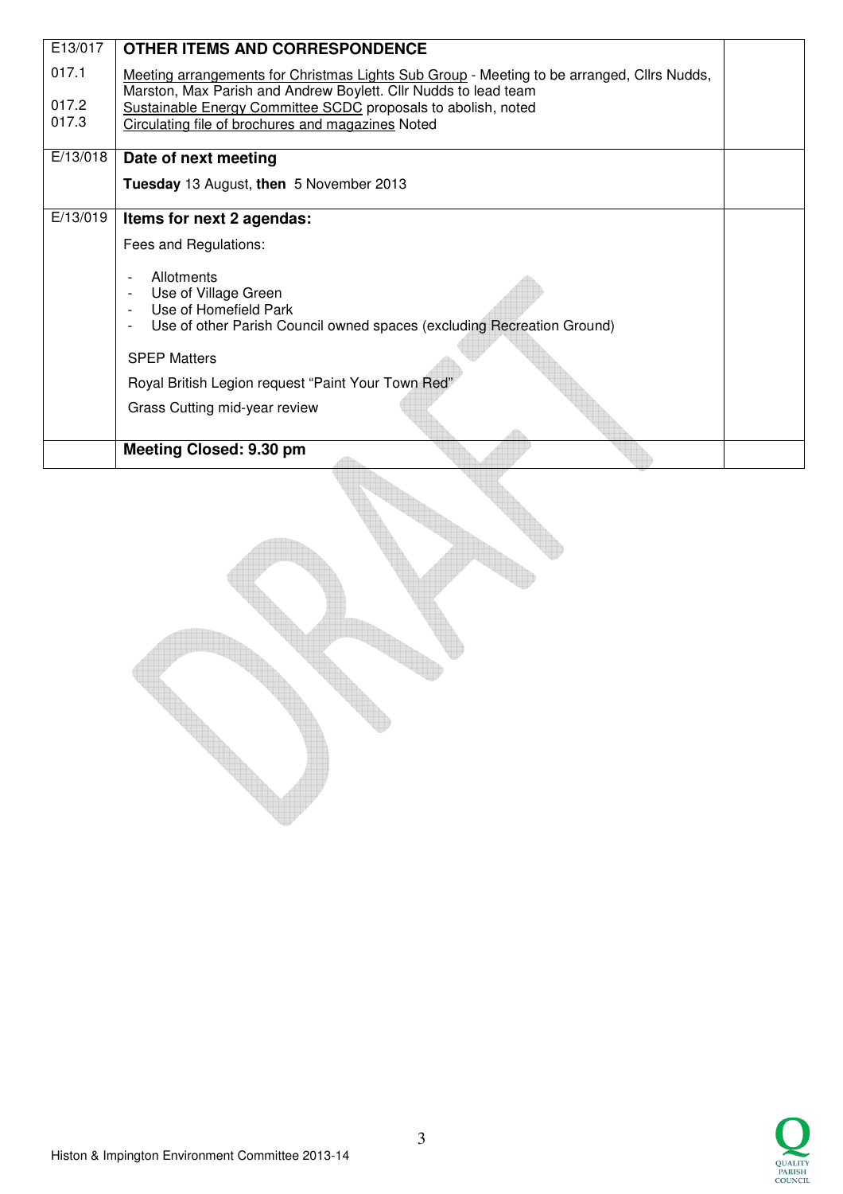| | | |
|---|---|---|
| E13/017 | **OTHER ITEMS AND CORRESPONDENCE** | |
| 017.1 | Meeting arrangements for Christmas Lights Sub Group - Meeting to be arranged, Cllrs Nudds, Marston, Max Parish and Andrew Boylett. Cllr Nudds to lead team | |
| 017.2 | Sustainable Energy Committee SCDC proposals to abolish, noted | |
| 017.3 | Circulating file of brochures and magazines Noted | |
| E/13/018 | **Date of next meeting**<br>**Tuesday** 13 August, **then** 5 November 2013 | |
| E/13/019 | **Items for next 2 agendas:**<br>Fees and Regulations:<br>- Allotments<br>- Use of Village Green<br>- Use of Homefield Park<br>- Use of other Parish Council owned spaces (excluding Recreation Ground)<br>SPEP Matters<br>Royal British Legion request "Paint Your Town Red"<br>Grass Cutting mid-year review | |
| | **Meeting Closed: 9.30 pm** | |

DRAFT

Histon & Impington Environment Committee 2013-14